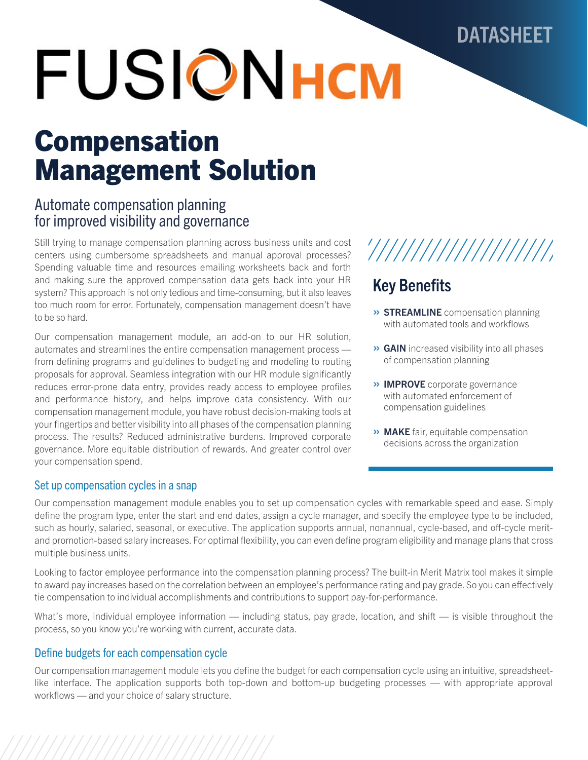DATASHEET

# FUSION HCM

# Compensation Management Solution

## Automate compensation planning for improved visibility and governance

Still trying to manage compensation planning across business units and cost centers using cumbersome spreadsheets and manual approval processes? Spending valuable time and resources emailing worksheets back and forth and making sure the approved compensation data gets back into your HR system? This approach is not only tedious and time-consuming, but it also leaves too much room for error. Fortunately, compensation management doesn't have to be so hard.

Our compensation management module, an add-on to our HR solution, automates and streamlines the entire compensation management process — from defining programs and guidelines to budgeting and modeling to routing proposals for approval. Seamless integration with our HR module significantly reduces error-prone data entry, provides ready access to employee profiles and performance history, and helps improve data consistency. With our compensation management module, you have robust decision-making tools at your fingertips and better visibility into all phases of the compensation planning process. The results? Reduced administrative burdens. Improved corporate governance. More equitable distribution of rewards. And greater control over your compensation spend.

## Key Benefits

- » **STREAMLINE** compensation planning with automated tools and workflows
- » **GAIN** increased visibility into all phases of compensation planning
- » **IMPROVE** corporate governance with automated enforcement of compensation guidelines
- » **MAKE** fair, equitable compensation decisions across the organization

### Set up compensation cycles in a snap

Our compensation management module enables you to set up compensation cycles with remarkable speed and ease. Simply define the program type, enter the start and end dates, assign a cycle manager, and specify the employee type to be included, such as hourly, salaried, seasonal, or executive. The application supports annual, nonannual, cycle-based, and off-cycle merit- and promotion-based salary increases. For optimal flexibility, you can even define program eligibility and manage plans that cross multiple business units.

Looking to factor employee performance into the compensation planning process? The built-in Merit Matrix tool makes it simple to award pay increases based on the correlation between an employee's performance rating and pay grade. So you can effectively tie compensation to individual accomplishments and contributions to support pay-for-performance.

What's more, individual employee information — including status, pay grade, location, and shift — is visible throughout the process, so you know you're working with current, accurate data.

### Define budgets for each compensation cycle

Our compensation management module lets you define the budget for each compensation cycle using an intuitive, spreadsheet-like interface. The application supports both top-down and bottom-up budgeting processes — with appropriate approval workflows — and your choice of salary structure.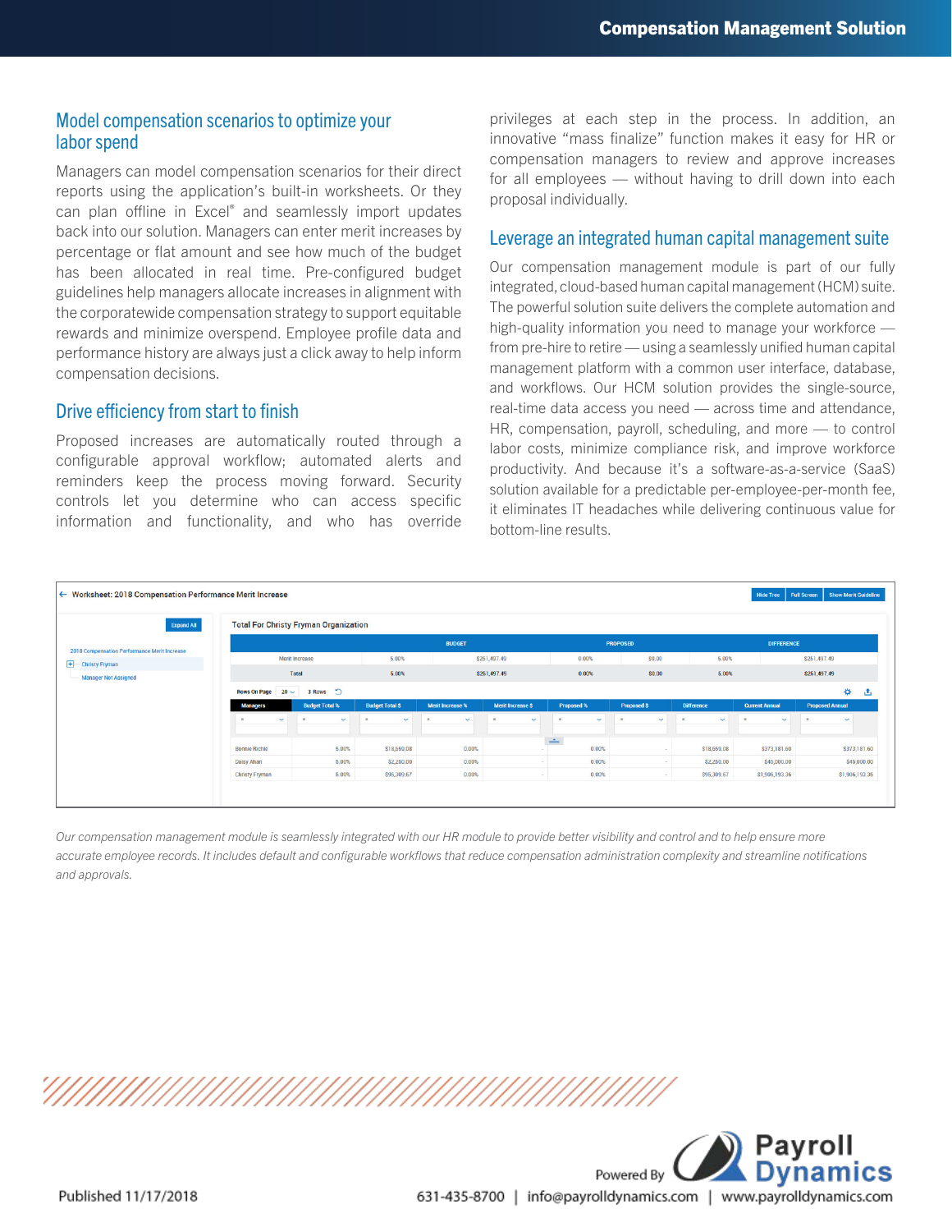## Model compensation scenarios to optimize your labor spend

Managers can model compensation scenarios for their direct reports using the application's built-in worksheets. Or they can plan offline in Excel® and seamlessly import updates back into our solution. Managers can enter merit increases by percentage or flat amount and see how much of the budget has been allocated in real time. Pre-configured budget guidelines help managers allocate increases in alignment with the corporatewide compensation strategy to support equitable rewards and minimize overspend. Employee profile data and performance history are always just a click away to help inform compensation decisions.

## Drive efficiency from start to finish

Proposed increases are automatically routed through a configurable approval workflow; automated alerts and reminders keep the process moving forward. Security controls let you determine who can access specific information and functionality, and who has override privileges at each step in the process. In addition, an innovative "mass finalize" function makes it easy for HR or compensation managers to review and approve increases for all employees — without having to drill down into each proposal individually.

## Leverage an integrated human capital management suite

Our compensation management module is part of our fully integrated, cloud-based human capital management (HCM) suite. The powerful solution suite delivers the complete automation and high-quality information you need to manage your workforce — from pre-hire to retire — using a seamlessly unified human capital management platform with a common user interface, database, and workflows. Our HCM solution provides the single-source, real-time data access you need — across time and attendance, HR, compensation, payroll, scheduling, and more — to control labor costs, minimize compliance risk, and improve workforce productivity. And because it's a software-as-a-service (SaaS) solution available for a predictable per-employee-per-month fee, it eliminates IT headaches while delivering continuous value for bottom-line results.

*Our compensation management module is seamlessly integrated with our HR module to provide better visibility and control and to help ensure more accurate employee records. It includes default and configurable workflows that reduce compensation administration complexity and streamline notifications and approvals.*

Published 11/17/2018

Powered By Payroll Dynamics

631-435-8700 | info@payrolldynamics.com | www.payrolldynamics.com